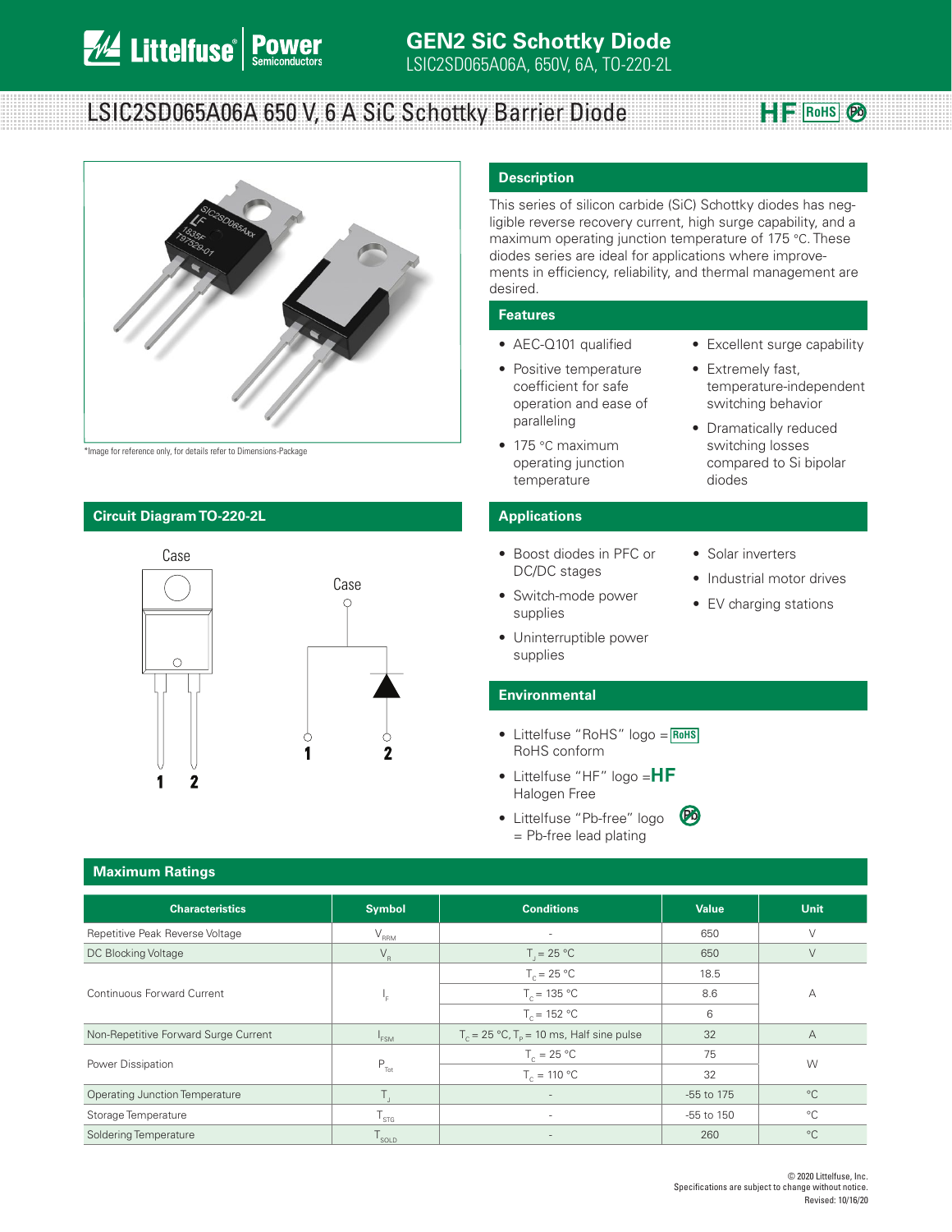# GEN2 SiC Schottky Diode

LSIC2SD065A06A, 650V, 6A, TO-220-2L

## LSIC2SD065A06A 650 V, 6 A SiC Schottky Barrier Diode

HF RoHS Pb

*Image for reference only, for details refer to Dimensions-Package

### Description

This series of silicon carbide (SiC) Schottky diodes has negligible reverse recovery current, high surge capability, and a maximum operating junction temperature of 175 °C. These diodes series are ideal for applications where improvements in efficiency, reliability, and thermal management are desired.

### Features

- AEC-Q101 qualified
- Positive temperature coefficient for safe operation and ease of paralleling
- 175 °C maximum operating junction temperature
- Excellent surge capability
- Extremely fast, temperature-independent switching behavior
- Dramatically reduced switching losses compared to Si bipolar diodes

### Circuit Diagram TO-220-2L

Case

1 2

Case

1 2

### Applications

- Boost diodes in PFC or DC/DC stages
- Switch-mode power supplies
- Uninterruptible power supplies
- Solar inverters
- Industrial motor drives
- EV charging stations

### Environmental

- Littelfuse “RoHS” logo = RoHS
  RoHS conform
- Littelfuse “HF” logo = HF
  Halogen Free
- Littelfuse “Pb-free” logo
  = Pb-free lead plating

### Maximum Ratings

| Characteristics | Symbol | Conditions | Value | Unit |
|---|---|---|---|---|
| Repetitive Peak Reverse Voltage | $V_{RRM}$ | - | 650 | V |
| DC Blocking Voltage | $V_R$ | $T_J$ = 25 °C | 650 | V |
| Continuous Forward Current | $I_F$ | $T_C$ = 25 °C | 18.5 | A |
| | | $T_C$ = 135 °C | 8.6 | |
| | | $T_C$ = 152 °C | 6 | |
| Non-Repetitive Forward Surge Current | $I_{FSM}$ | $T_C$ = 25 °C, $T_P$ = 10 ms, Half sine pulse | 32 | A |
| Power Dissipation | $P_{Tot}$ | $T_C$ = 25 °C | 75 | W |
| | | $T_C$ = 110 °C | 32 | |
| Operating Junction Temperature | $T_J$ | - | -55 to 175 | °C |
| Storage Temperature | $T_{STG}$ | - | -55 to 150 | °C |
| Soldering Temperature | $T_{SOLD}$ | - | 260 | °C |

© 2020 Littelfuse, Inc.
Specifications are subject to change without notice.
Revised: 10/16/20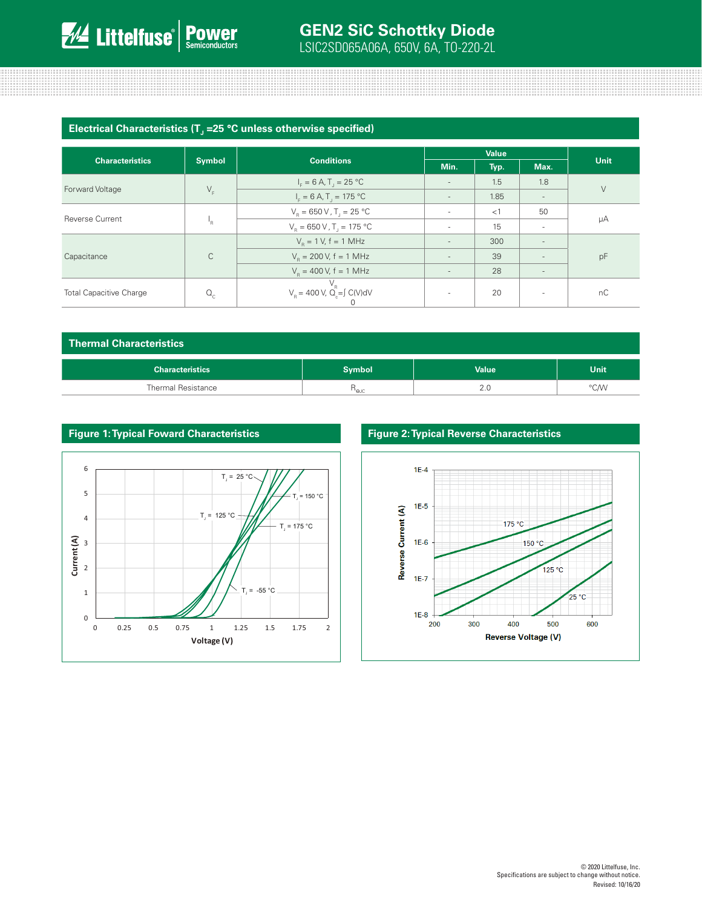## Electrical Characteristics ($T_J$ =25 °C unless otherwise specified)

| Characteristics | Symbol | Conditions | Value | | | Unit |
|---|---|---|---|---|---|---|
| | | | Min. | Typ. | Max. | |
| Forward Voltage | $V_F$ | $I_F$ = 6 A, $T_J$ = 25 °C | - | 1.5 | 1.8 | V |
| | | $I_F$ = 6 A, $T_J$ = 175 °C | - | 1.85 | - | |
| Reverse Current | $I_R$ | $V_R$ = 650 V , $T_J$ = 25 °C | - | <1 | 50 | μA |
| | | $V_R$ = 650 V , $T_J$ = 175 °C | - | 15 | - | |
| Capacitance | C | $V_R$ = 1 V, f = 1 MHz | - | 300 | - | pF |
| | | $V_R$ = 200 V, f = 1 MHz | - | 39 | - | |
| | | $V_R$ = 400 V, f = 1 MHz | - | 28 | - | |
| Total Capacitive Charge | $Q_C$ | $V_R$ = 400 V, $Q_c = \int_0^{V_R} C(V)dV$ | - | 20 | - | nC |

## Thermal Characteristics

| Characteristics | Symbol | Value | Unit |
|---|---|---|---|
| Thermal Resistance | $R_{\theta JC}$ | 2.0 | °C/W |

## Figure 1: Typical Foward Characteristics

## Figure 2: Typical Reverse Characteristics

© 2020 Littelfuse, Inc.
Specifications are subject to change without notice.
Revised: 10/16/20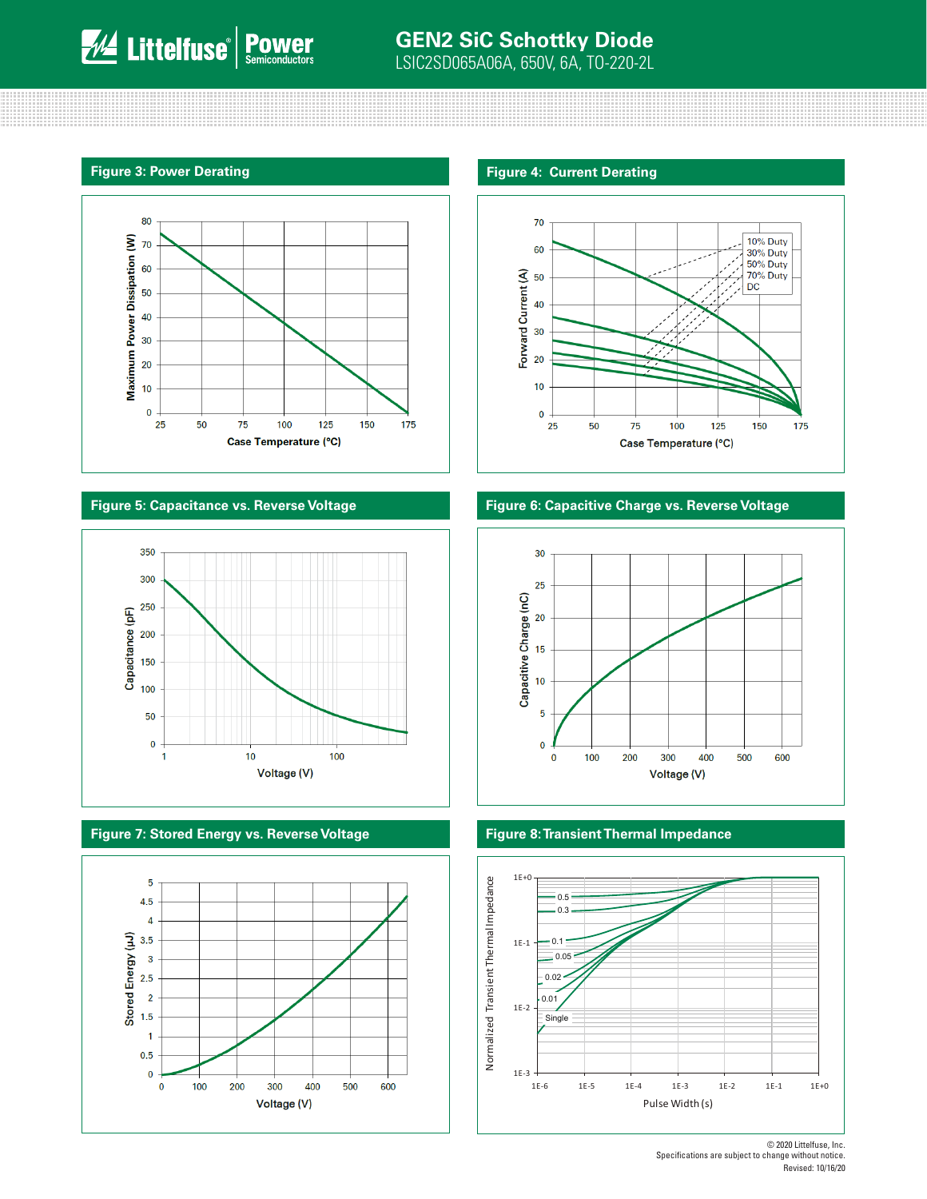## Figure 3: Power Derating

Maximum Power Dissipation (W) vs. Case Temperature (°C)

## Figure 4: Current Derating

Forward Current (A) vs. Case Temperature (°C)

10% Duty
30% Duty
50% Duty
70% Duty
DC

## Figure 5: Capacitance vs. Reverse Voltage

Capacitance (pF) vs. Voltage (V)

## Figure 6: Capacitive Charge vs. Reverse Voltage

Capacitive Charge (nC) vs. Voltage (V)

## Figure 7: Stored Energy vs. Reverse Voltage

Stored Energy (µJ) vs. Voltage (V)

## Figure 8: Transient Thermal Impedance

Normalized Transient Thermal Impedance vs. Pulse Width (s)

0.5
0.3
0.1
0.05
0.02
0.01
Single

© 2020 Littelfuse, Inc.
Specifications are subject to change without notice.
Revised: 10/16/20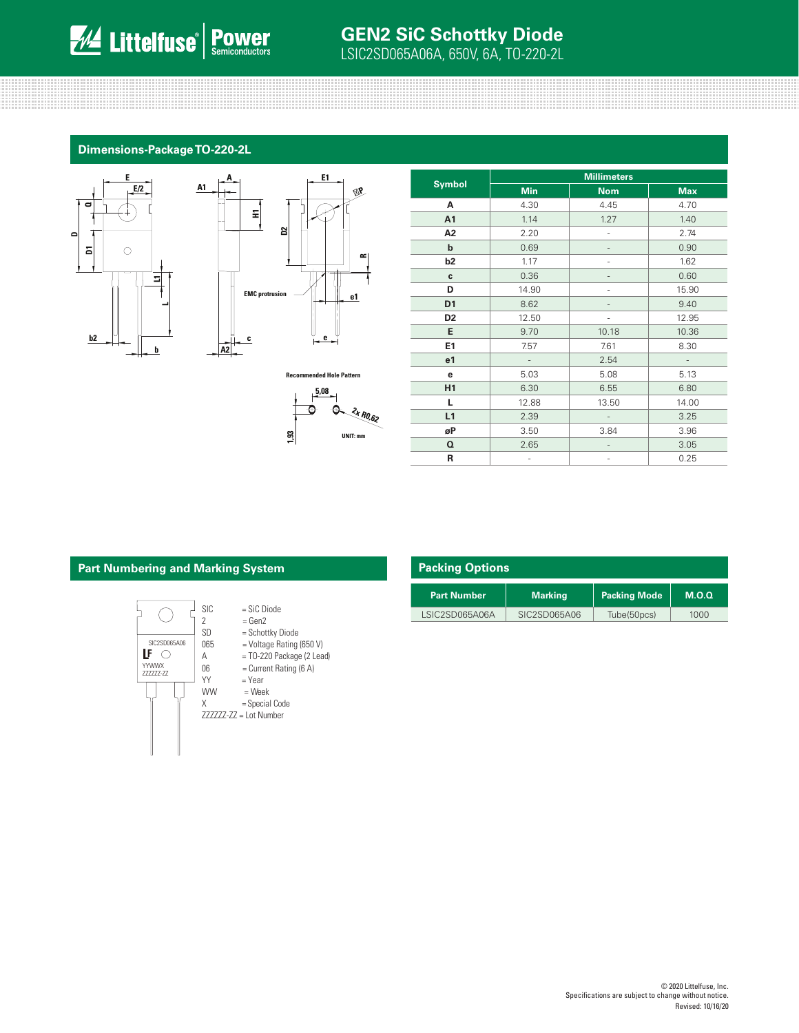## Dimensions-Package TO-220-2L

Recommended Hole Pattern

UNIT: mm

| Symbol | Millimeters | | |
|---|---|---|---|
| | Min | Nom | Max |
| A | 4.30 | 4.45 | 4.70 |
| A1 | 1.14 | 1.27 | 1.40 |
| A2 | 2.20 | - | 2.74 |
| b | 0.69 | - | 0.90 |
| b2 | 1.17 | - | 1.62 |
| c | 0.36 | - | 0.60 |
| D | 14.90 | - | 15.90 |
| D1 | 8.62 | - | 9.40 |
| D2 | 12.50 | - | 12.95 |
| E | 9.70 | 10.18 | 10.36 |
| E1 | 7.57 | 7.61 | 8.30 |
| e1 | - | 2.54 | - |
| e | 5.03 | 5.08 | 5.13 |
| H1 | 6.30 | 6.55 | 6.80 |
| L | 12.88 | 13.50 | 14.00 |
| L1 | 2.39 | - | 3.25 |
| øP | 3.50 | 3.84 | 3.96 |
| Q | 2.65 | - | 3.05 |
| R | - | - | 0.25 |

## Part Numbering and Marking System

SIC2SD065A06
YYWWX
ZZZZZZ-ZZ

- SIC = SiC Diode
- 2 = Gen2
- SD = Schottky Diode
- 065 = Voltage Rating (650 V)
- A = TO-220 Package (2 Lead)
- 06 = Current Rating (6 A)
- YY = Year
- WW = Week
- X = Special Code
- ZZZZZZ-ZZ = Lot Number

## Packing Options

| Part Number | Marking | Packing Mode | M.O.Q |
|---|---|---|---|
| LSIC2SD065A06A | SIC2SD065A06 | Tube(50pcs) | 1000 |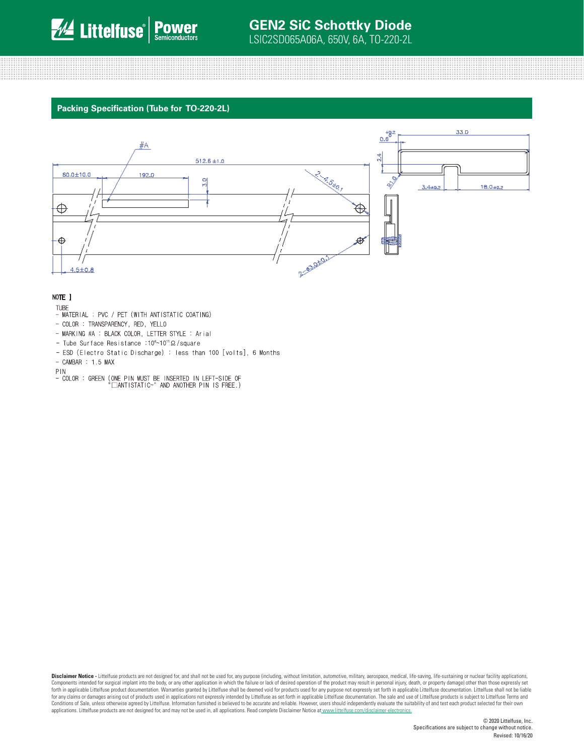## Packing Specification (Tube for TO-220-2L)

#A

512.6 ±1.0

80.0±10.0

192.0

3.0

2-4.5±0.1

2-Ø3.0±0.1

4.5±0.8

0.6

33.0

2.4

R1.0

3.4±0.2

18.0±0.2

NOTE ]

TUBE

- MATERIAL : PVC / PET (WITH ANTISTATIC COATING)
- COLOR : TRANSPARENCY, RED, YELLO
- MARKING #A : BLACK COLOR, LETTER STYLE : Arial
- Tube Surface Resistance : $10^{6}$~$10^{11}$ Ω/square
- ESD (Electro Static Discharge) : less than 100 [volts], 6 Months
- CAMBAR : 1.5 MAX

PIN

- COLOR : GREEN (ONE PIN MUST BE INSERTED IN LEFT-SIDE OF "□ANTISTATIC~" AND ANOTHER PIN IS FREE.)

**Disclaimer Notice -** Littelfuse products are not designed for, and shall not be used for, any purpose (including, without limitation, automotive, military, aerospace, medical, life-saving, life-sustaining or nuclear facility applications, Components intended for surgical implant into the body, or any other application in which the failure or lack of desired operation of the product may result in personal injury, death, or property damage) other than those expressly set forth in applicable Littelfuse product documentation. Warranties granted by Littelfuse shall be deemed void for products used for any purpose not expressly set forth in applicable Littelfuse documentation. Littelfuse shall not be liable for any claims or damages arising out of products used in applications not expressly intended by Littelfuse as set forth in applicable Littelfuse documentation. The sale and use of Littelfuse products is subject to Littelfuse Terms and Conditions of Sale, unless otherwise agreed by Littelfuse. Information furnished is believed to be accurate and reliable. However, users should independently evaluate the suitability of and test each product selected for their own applications. Littelfuse products are not designed for, and may not be used in, all applications. Read complete Disclaimer Notice at www.littelfuse.com/disclaimer-electronics.

© 2020 Littelfuse, Inc.
Specifications are subject to change without notice.
Revised: 10/16/20